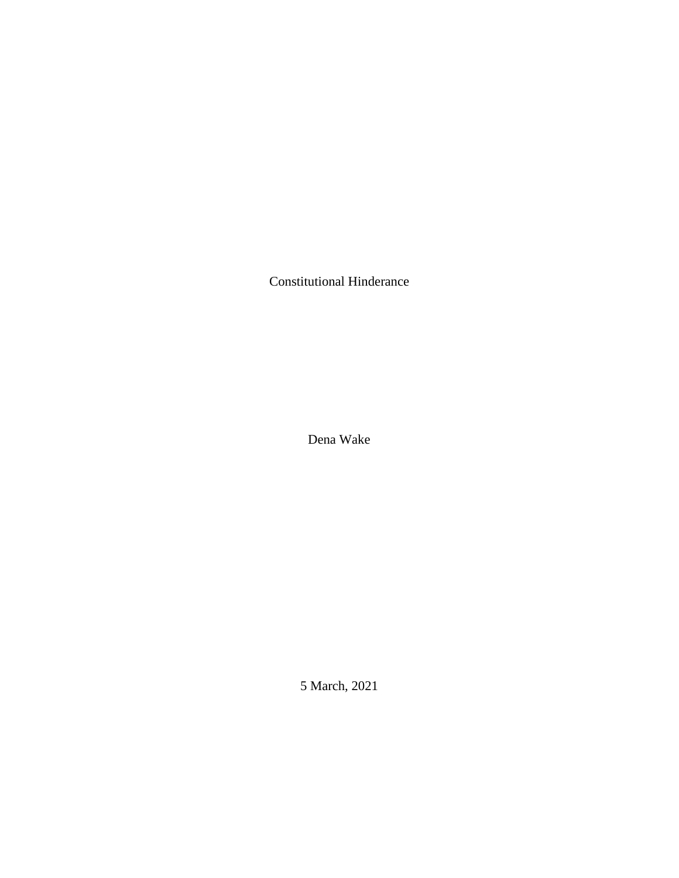Constitutional Hinderance

Dena Wake

5 March, 2021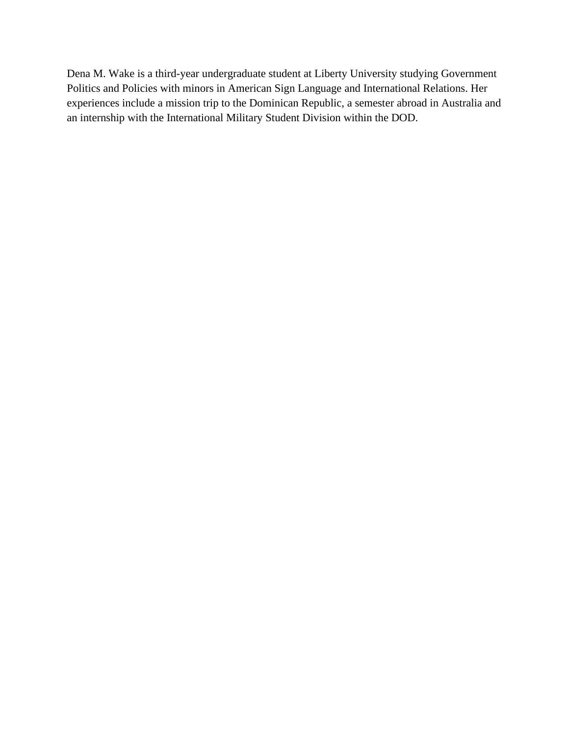Dena M. Wake is a third-year undergraduate student at Liberty University studying Government Politics and Policies with minors in American Sign Language and International Relations. Her experiences include a mission trip to the Dominican Republic, a semester abroad in Australia and an internship with the International Military Student Division within the DOD.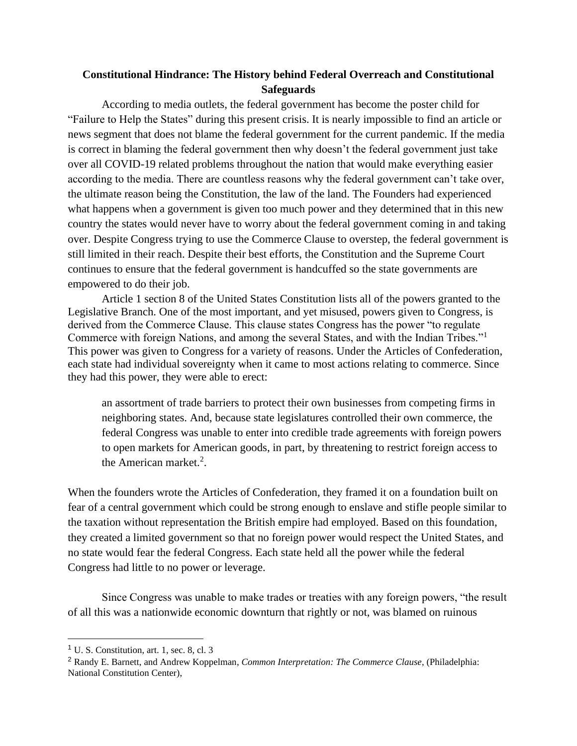**Constitutional Hindrance: The History behind Federal Overreach and Constitutional Safeguards**

According to media outlets, the federal government has become the poster child for "Failure to Help the States" during this present crisis. It is nearly impossible to find an article or news segment that does not blame the federal government for the current pandemic. If the media is correct in blaming the federal government then why doesn't the federal government just take over all COVID-19 related problems throughout the nation that would make everything easier according to the media. There are countless reasons why the federal government can't take over, the ultimate reason being the Constitution, the law of the land. The Founders had experienced what happens when a government is given too much power and they determined that in this new country the states would never have to worry about the federal government coming in and taking over. Despite Congress trying to use the Commerce Clause to overstep, the federal government is still limited in their reach. Despite their best efforts, the Constitution and the Supreme Court continues to ensure that the federal government is handcuffed so the state governments are empowered to do their job.

Article 1 section 8 of the United States Constitution lists all of the powers granted to the Legislative Branch. One of the most important, and yet misused, powers given to Congress, is derived from the Commerce Clause. This clause states Congress has the power "to regulate Commerce with foreign Nations, and among the several States, and with the Indian Tribes."[1] This power was given to Congress for a variety of reasons. Under the Articles of Confederation, each state had individual sovereignty when it came to most actions relating to commerce. Since they had this power, they were able to erect:

> an assortment of trade barriers to protect their own businesses from competing firms in neighboring states. And, because state legislatures controlled their own commerce, the federal Congress was unable to enter into credible trade agreements with foreign powers to open markets for American goods, in part, by threatening to restrict foreign access to the American market.[2].

When the founders wrote the Articles of Confederation, they framed it on a foundation built on fear of a central government which could be strong enough to enslave and stifle people similar to the taxation without representation the British empire had employed. Based on this foundation, they created a limited government so that no foreign power would respect the United States, and no state would fear the federal Congress. Each state held all the power while the federal Congress had little to no power or leverage.

Since Congress was unable to make trades or treaties with any foreign powers, "the result of all this was a nationwide economic downturn that rightly or not, was blamed on ruinous

---

[1] U. S. Constitution, art. 1, sec. 8, cl. 3

[2] Randy E. Barnett, and Andrew Koppelman, *Common Interpretation: The Commerce Clause*, (Philadelphia: National Constitution Center),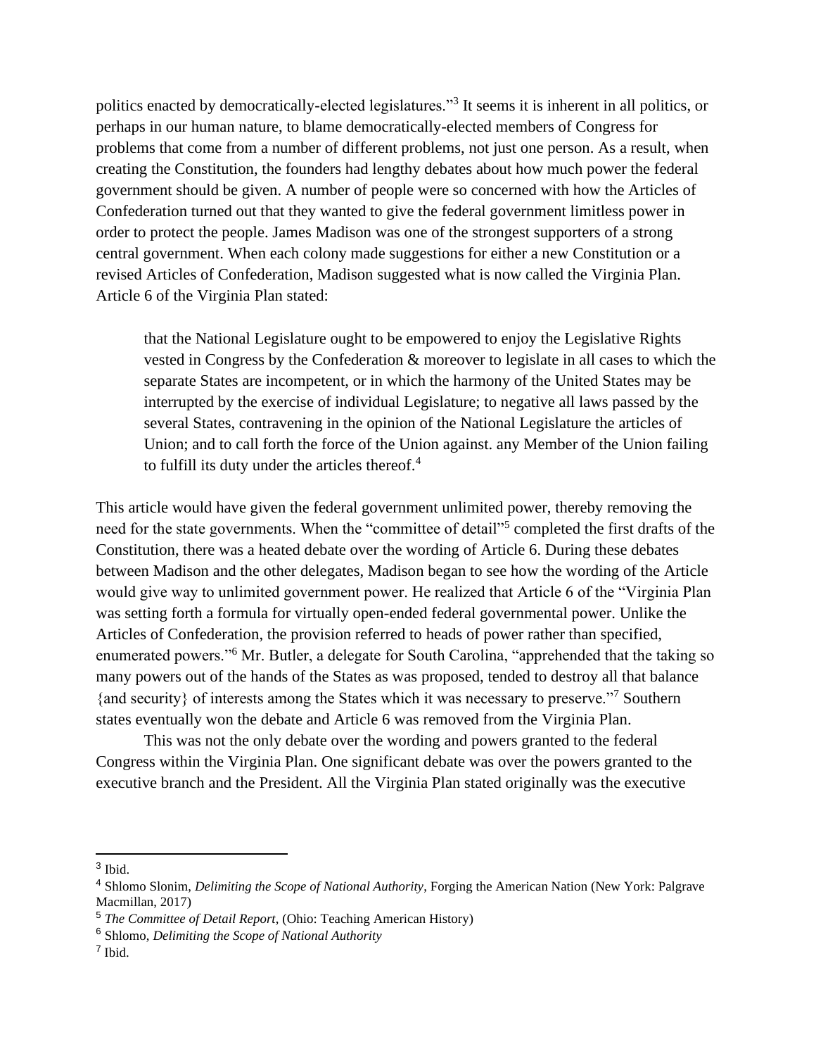politics enacted by democratically-elected legislatures."[3] It seems it is inherent in all politics, or perhaps in our human nature, to blame democratically-elected members of Congress for problems that come from a number of different problems, not just one person. As a result, when creating the Constitution, the founders had lengthy debates about how much power the federal government should be given. A number of people were so concerned with how the Articles of Confederation turned out that they wanted to give the federal government limitless power in order to protect the people. James Madison was one of the strongest supporters of a strong central government. When each colony made suggestions for either a new Constitution or a revised Articles of Confederation, Madison suggested what is now called the Virginia Plan. Article 6 of the Virginia Plan stated:

> that the National Legislature ought to be empowered to enjoy the Legislative Rights vested in Congress by the Confederation & moreover to legislate in all cases to which the separate States are incompetent, or in which the harmony of the United States may be interrupted by the exercise of individual Legislature; to negative all laws passed by the several States, contravening in the opinion of the National Legislature the articles of Union; and to call forth the force of the Union against. any Member of the Union failing to fulfill its duty under the articles thereof.[4]

This article would have given the federal government unlimited power, thereby removing the need for the state governments. When the "committee of detail"[5] completed the first drafts of the Constitution, there was a heated debate over the wording of Article 6. During these debates between Madison and the other delegates, Madison began to see how the wording of the Article would give way to unlimited government power. He realized that Article 6 of the "Virginia Plan was setting forth a formula for virtually open-ended federal governmental power. Unlike the Articles of Confederation, the provision referred to heads of power rather than specified, enumerated powers."[6] Mr. Butler, a delegate for South Carolina, "apprehended that the taking so many powers out of the hands of the States as was proposed, tended to destroy all that balance {and security} of interests among the States which it was necessary to preserve."[7] Southern states eventually won the debate and Article 6 was removed from the Virginia Plan.

This was not the only debate over the wording and powers granted to the federal Congress within the Virginia Plan. One significant debate was over the powers granted to the executive branch and the President. All the Virginia Plan stated originally was the executive

---

[3] Ibid.

[4] Shlomo Slonim, *Delimiting the Scope of National Authority*, Forging the American Nation (New York: Palgrave Macmillan, 2017)

[5] *The Committee of Detail Report*, (Ohio: Teaching American History)

[6] Shlomo, *Delimiting the Scope of National Authority*

[7] Ibid.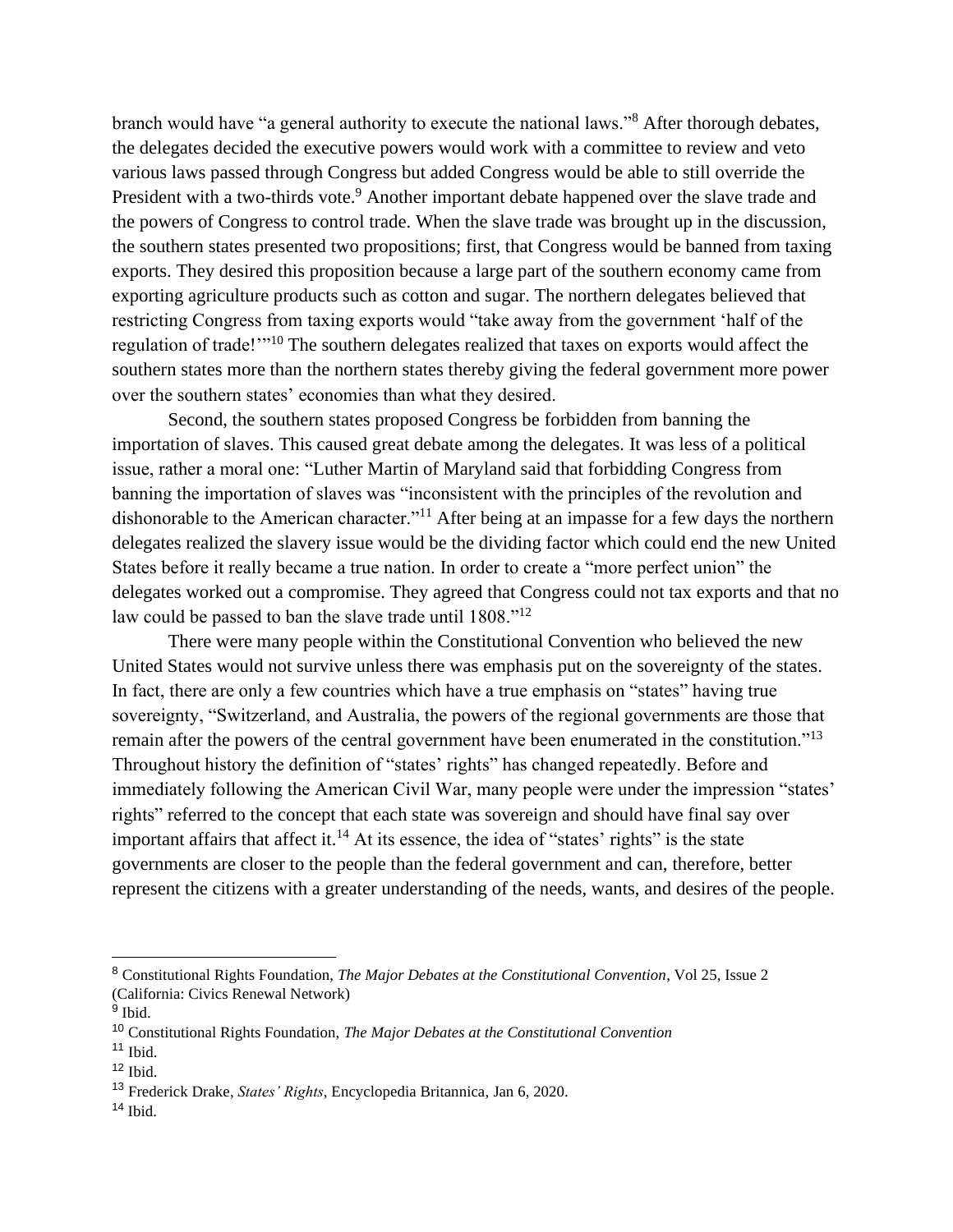branch would have "a general authority to execute the national laws."[8] After thorough debates, the delegates decided the executive powers would work with a committee to review and veto various laws passed through Congress but added Congress would be able to still override the President with a two-thirds vote.[9] Another important debate happened over the slave trade and the powers of Congress to control trade. When the slave trade was brought up in the discussion, the southern states presented two propositions; first, that Congress would be banned from taxing exports. They desired this proposition because a large part of the southern economy came from exporting agriculture products such as cotton and sugar. The northern delegates believed that restricting Congress from taxing exports would "take away from the government 'half of the regulation of trade!'"[10] The southern delegates realized that taxes on exports would affect the southern states more than the northern states thereby giving the federal government more power over the southern states' economies than what they desired.

Second, the southern states proposed Congress be forbidden from banning the importation of slaves. This caused great debate among the delegates. It was less of a political issue, rather a moral one: "Luther Martin of Maryland said that forbidding Congress from banning the importation of slaves was "inconsistent with the principles of the revolution and dishonorable to the American character."[11] After being at an impasse for a few days the northern delegates realized the slavery issue would be the dividing factor which could end the new United States before it really became a true nation. In order to create a "more perfect union" the delegates worked out a compromise. They agreed that Congress could not tax exports and that no law could be passed to ban the slave trade until 1808."[12]

There were many people within the Constitutional Convention who believed the new United States would not survive unless there was emphasis put on the sovereignty of the states. In fact, there are only a few countries which have a true emphasis on "states" having true sovereignty, "Switzerland, and Australia, the powers of the regional governments are those that remain after the powers of the central government have been enumerated in the constitution."[13] Throughout history the definition of "states' rights" has changed repeatedly. Before and immediately following the American Civil War, many people were under the impression "states' rights" referred to the concept that each state was sovereign and should have final say over important affairs that affect it.[14] At its essence, the idea of "states' rights" is the state governments are closer to the people than the federal government and can, therefore, better represent the citizens with a greater understanding of the needs, wants, and desires of the people.

---

[8] Constitutional Rights Foundation, *The Major Debates at the Constitutional Convention*, Vol 25, Issue 2 (California: Civics Renewal Network)

[9] Ibid.

[10] Constitutional Rights Foundation, *The Major Debates at the Constitutional Convention*

[11] Ibid.

[12] Ibid.

[13] Frederick Drake, *States' Rights*, Encyclopedia Britannica, Jan 6, 2020.

[14] Ibid.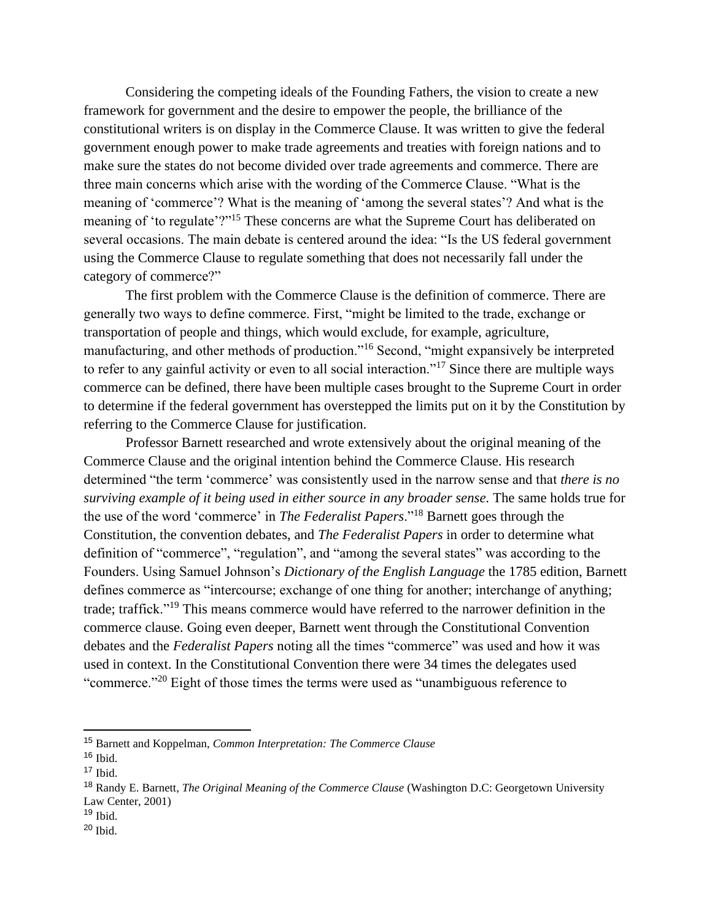Considering the competing ideals of the Founding Fathers, the vision to create a new framework for government and the desire to empower the people, the brilliance of the constitutional writers is on display in the Commerce Clause. It was written to give the federal government enough power to make trade agreements and treaties with foreign nations and to make sure the states do not become divided over trade agreements and commerce. There are three main concerns which arise with the wording of the Commerce Clause. "What is the meaning of 'commerce'? What is the meaning of 'among the several states'? And what is the meaning of 'to regulate'?"[15] These concerns are what the Supreme Court has deliberated on several occasions. The main debate is centered around the idea: "Is the US federal government using the Commerce Clause to regulate something that does not necessarily fall under the category of commerce?"

The first problem with the Commerce Clause is the definition of commerce. There are generally two ways to define commerce. First, "might be limited to the trade, exchange or transportation of people and things, which would exclude, for example, agriculture, manufacturing, and other methods of production."[16] Second, "might expansively be interpreted to refer to any gainful activity or even to all social interaction."[17] Since there are multiple ways commerce can be defined, there have been multiple cases brought to the Supreme Court in order to determine if the federal government has overstepped the limits put on it by the Constitution by referring to the Commerce Clause for justification.

Professor Barnett researched and wrote extensively about the original meaning of the Commerce Clause and the original intention behind the Commerce Clause. His research determined "the term 'commerce' was consistently used in the narrow sense and that *there is no surviving example of it being used in either source in any broader sense.* The same holds true for the use of the word 'commerce' in *The Federalist Papers*."[18] Barnett goes through the Constitution, the convention debates, and *The Federalist Papers* in order to determine what definition of "commerce", "regulation", and "among the several states" was according to the Founders. Using Samuel Johnson's *Dictionary of the English Language* the 1785 edition, Barnett defines commerce as "intercourse; exchange of one thing for another; interchange of anything; trade; traffick."[19] This means commerce would have referred to the narrower definition in the commerce clause. Going even deeper, Barnett went through the Constitutional Convention debates and the *Federalist Papers* noting all the times "commerce" was used and how it was used in context. In the Constitutional Convention there were 34 times the delegates used "commerce."[20] Eight of those times the terms were used as "unambiguous reference to

---

[15] Barnett and Koppelman, *Common Interpretation: The Commerce Clause*

[16] Ibid.

[17] Ibid.

[18] Randy E. Barnett, *The Original Meaning of the Commerce Clause* (Washington D.C: Georgetown University Law Center, 2001)

[19] Ibid.

[20] Ibid.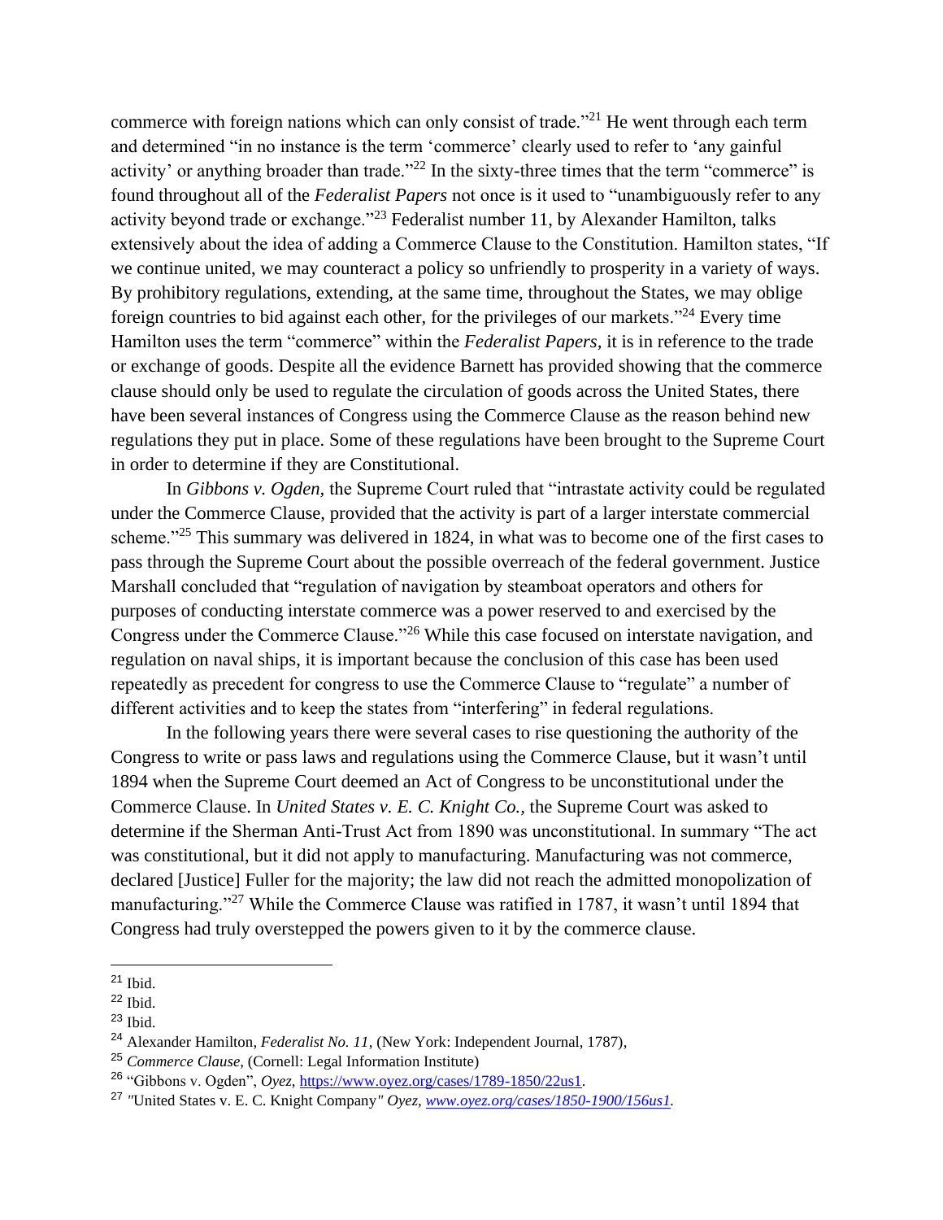commerce with foreign nations which can only consist of trade."[21] He went through each term and determined "in no instance is the term 'commerce' clearly used to refer to 'any gainful activity' or anything broader than trade."[22] In the sixty-three times that the term "commerce" is found throughout all of the *Federalist Papers* not once is it used to "unambiguously refer to any activity beyond trade or exchange."[23] Federalist number 11, by Alexander Hamilton, talks extensively about the idea of adding a Commerce Clause to the Constitution. Hamilton states, "If we continue united, we may counteract a policy so unfriendly to prosperity in a variety of ways. By prohibitory regulations, extending, at the same time, throughout the States, we may oblige foreign countries to bid against each other, for the privileges of our markets."[24] Every time Hamilton uses the term "commerce" within the *Federalist Papers,* it is in reference to the trade or exchange of goods. Despite all the evidence Barnett has provided showing that the commerce clause should only be used to regulate the circulation of goods across the United States, there have been several instances of Congress using the Commerce Clause as the reason behind new regulations they put in place. Some of these regulations have been brought to the Supreme Court in order to determine if they are Constitutional.

In *Gibbons v. Ogden,* the Supreme Court ruled that "intrastate activity could be regulated under the Commerce Clause, provided that the activity is part of a larger interstate commercial scheme."[25] This summary was delivered in 1824, in what was to become one of the first cases to pass through the Supreme Court about the possible overreach of the federal government. Justice Marshall concluded that "regulation of navigation by steamboat operators and others for purposes of conducting interstate commerce was a power reserved to and exercised by the Congress under the Commerce Clause."[26] While this case focused on interstate navigation, and regulation on naval ships, it is important because the conclusion of this case has been used repeatedly as precedent for congress to use the Commerce Clause to "regulate" a number of different activities and to keep the states from "interfering" in federal regulations.

In the following years there were several cases to rise questioning the authority of the Congress to write or pass laws and regulations using the Commerce Clause, but it wasn't until 1894 when the Supreme Court deemed an Act of Congress to be unconstitutional under the Commerce Clause. In *United States v. E. C. Knight Co.,* the Supreme Court was asked to determine if the Sherman Anti-Trust Act from 1890 was unconstitutional. In summary "The act was constitutional, but it did not apply to manufacturing. Manufacturing was not commerce, declared [Justice] Fuller for the majority; the law did not reach the admitted monopolization of manufacturing."[27] While the Commerce Clause was ratified in 1787, it wasn't until 1894 that Congress had truly overstepped the powers given to it by the commerce clause.

---

[21] Ibid.

[22] Ibid.

[23] Ibid.

[24] Alexander Hamilton, *Federalist No. 11*, (New York: Independent Journal, 1787),

[25] *Commerce Clause*, (Cornell: Legal Information Institute)

[26] "Gibbons v. Ogden", *Oyez*, https://www.oyez.org/cases/1789-1850/22us1.

[27] "United States v. E. C. Knight Company" *Oyez*, *www.oyez.org/cases/1850-1900/156us1*.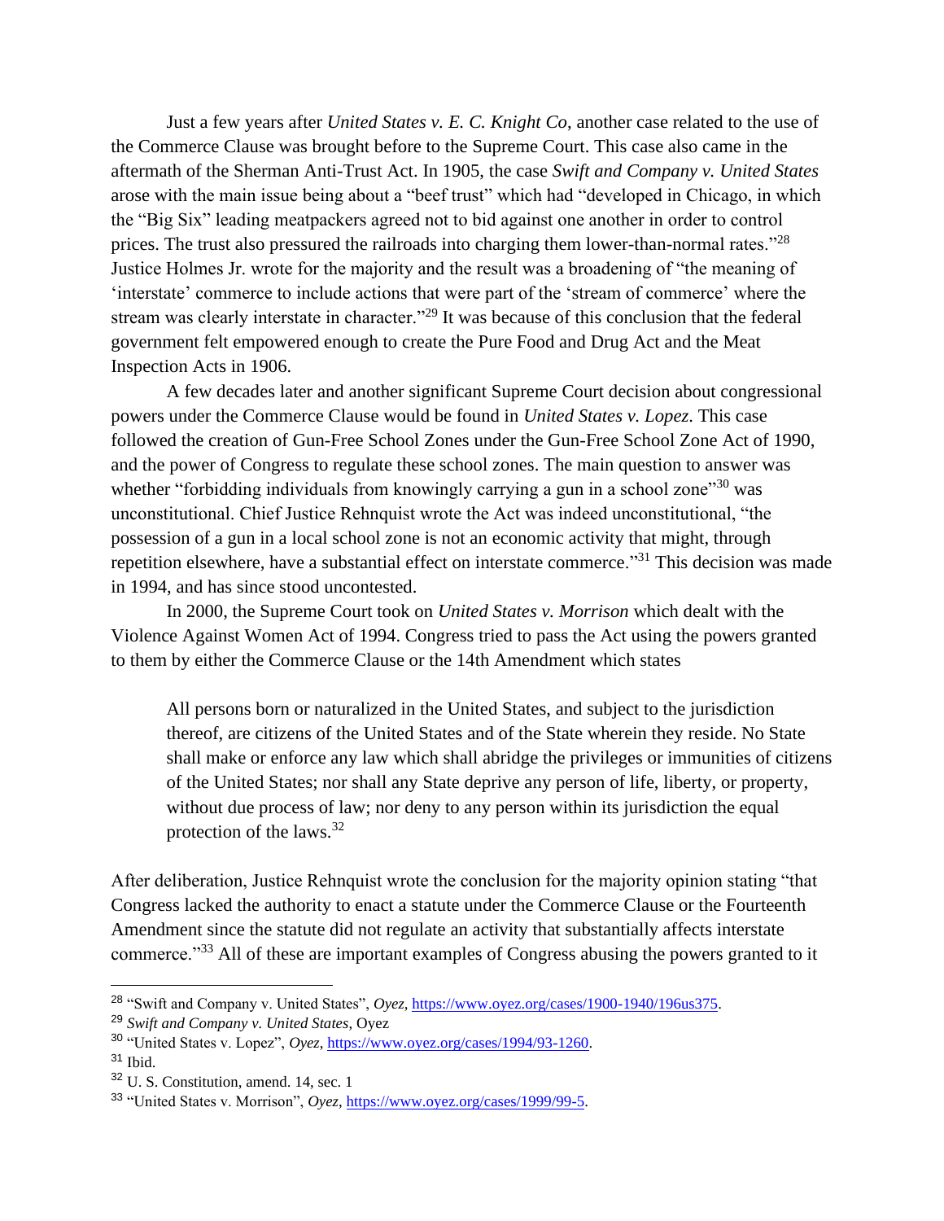Just a few years after *United States v. E. C. Knight Co*, another case related to the use of the Commerce Clause was brought before to the Supreme Court. This case also came in the aftermath of the Sherman Anti-Trust Act. In 1905, the case *Swift and Company v. United States* arose with the main issue being about a "beef trust" which had "developed in Chicago, in which the "Big Six" leading meatpackers agreed not to bid against one another in order to control prices. The trust also pressured the railroads into charging them lower-than-normal rates."[28] Justice Holmes Jr. wrote for the majority and the result was a broadening of "the meaning of 'interstate' commerce to include actions that were part of the 'stream of commerce' where the stream was clearly interstate in character."[29] It was because of this conclusion that the federal government felt empowered enough to create the Pure Food and Drug Act and the Meat Inspection Acts in 1906.

A few decades later and another significant Supreme Court decision about congressional powers under the Commerce Clause would be found in *United States v. Lopez*. This case followed the creation of Gun-Free School Zones under the Gun-Free School Zone Act of 1990, and the power of Congress to regulate these school zones. The main question to answer was whether "forbidding individuals from knowingly carrying a gun in a school zone"[30] was unconstitutional. Chief Justice Rehnquist wrote the Act was indeed unconstitutional, "the possession of a gun in a local school zone is not an economic activity that might, through repetition elsewhere, have a substantial effect on interstate commerce."[31] This decision was made in 1994, and has since stood uncontested.

In 2000, the Supreme Court took on *United States v. Morrison* which dealt with the Violence Against Women Act of 1994. Congress tried to pass the Act using the powers granted to them by either the Commerce Clause or the 14th Amendment which states

> All persons born or naturalized in the United States, and subject to the jurisdiction thereof, are citizens of the United States and of the State wherein they reside. No State shall make or enforce any law which shall abridge the privileges or immunities of citizens of the United States; nor shall any State deprive any person of life, liberty, or property, without due process of law; nor deny to any person within its jurisdiction the equal protection of the laws.[32]

After deliberation, Justice Rehnquist wrote the conclusion for the majority opinion stating "that Congress lacked the authority to enact a statute under the Commerce Clause or the Fourteenth Amendment since the statute did not regulate an activity that substantially affects interstate commerce."[33] All of these are important examples of Congress abusing the powers granted to it

---

[28] "Swift and Company v. United States", *Oyez*, https://www.oyez.org/cases/1900-1940/196us375.

[29] *Swift and Company v. United States*, Oyez

[30] "United States v. Lopez", *Oyez*, https://www.oyez.org/cases/1994/93-1260.

[31] Ibid.

[32] U. S. Constitution, amend. 14, sec. 1

[33] "United States v. Morrison", *Oyez*, https://www.oyez.org/cases/1999/99-5.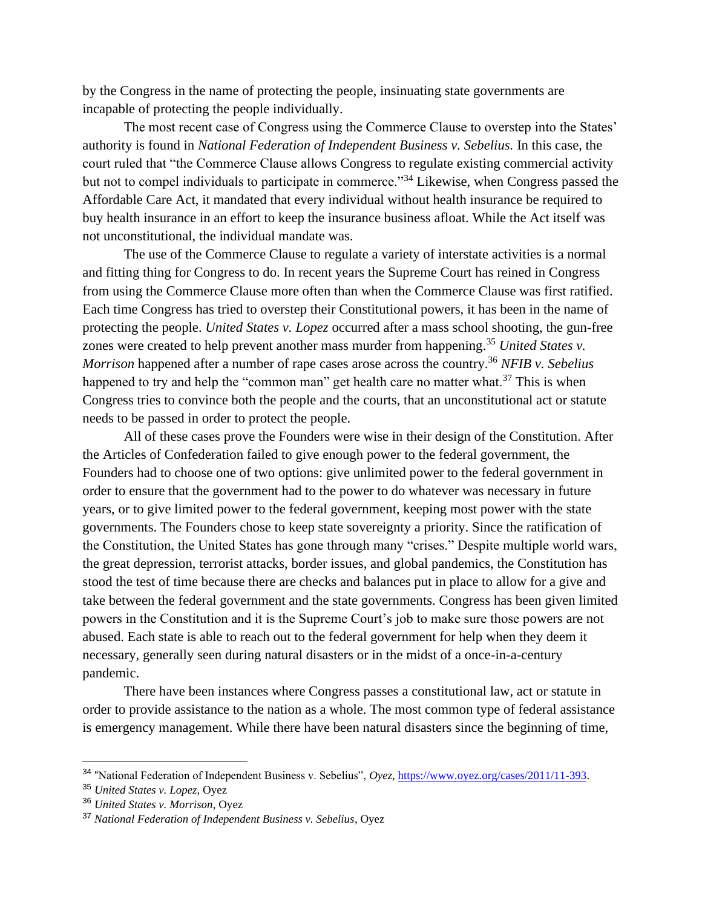by the Congress in the name of protecting the people, insinuating state governments are incapable of protecting the people individually.

The most recent case of Congress using the Commerce Clause to overstep into the States' authority is found in *National Federation of Independent Business v. Sebelius.* In this case, the court ruled that "the Commerce Clause allows Congress to regulate existing commercial activity but not to compel individuals to participate in commerce."[34] Likewise, when Congress passed the Affordable Care Act, it mandated that every individual without health insurance be required to buy health insurance in an effort to keep the insurance business afloat. While the Act itself was not unconstitutional, the individual mandate was.

The use of the Commerce Clause to regulate a variety of interstate activities is a normal and fitting thing for Congress to do. In recent years the Supreme Court has reined in Congress from using the Commerce Clause more often than when the Commerce Clause was first ratified. Each time Congress has tried to overstep their Constitutional powers, it has been in the name of protecting the people. *United States v. Lopez* occurred after a mass school shooting, the gun-free zones were created to help prevent another mass murder from happening.[35] *United States v. Morrison* happened after a number of rape cases arose across the country.[36] *NFIB v. Sebelius* happened to try and help the "common man" get health care no matter what.[37] This is when Congress tries to convince both the people and the courts, that an unconstitutional act or statute needs to be passed in order to protect the people.

All of these cases prove the Founders were wise in their design of the Constitution. After the Articles of Confederation failed to give enough power to the federal government, the Founders had to choose one of two options: give unlimited power to the federal government in order to ensure that the government had to the power to do whatever was necessary in future years, or to give limited power to the federal government, keeping most power with the state governments. The Founders chose to keep state sovereignty a priority. Since the ratification of the Constitution, the United States has gone through many "crises." Despite multiple world wars, the great depression, terrorist attacks, border issues, and global pandemics, the Constitution has stood the test of time because there are checks and balances put in place to allow for a give and take between the federal government and the state governments. Congress has been given limited powers in the Constitution and it is the Supreme Court's job to make sure those powers are not abused. Each state is able to reach out to the federal government for help when they deem it necessary, generally seen during natural disasters or in the midst of a once-in-a-century pandemic.

There have been instances where Congress passes a constitutional law, act or statute in order to provide assistance to the nation as a whole. The most common type of federal assistance is emergency management. While there have been natural disasters since the beginning of time,

---

[34] "National Federation of Independent Business v. Sebelius", *Oyez*, https://www.oyez.org/cases/2011/11-393.

[35] *United States v. Lopez*, Oyez

[36] *United States v. Morrison*, Oyez

[37] *National Federation of Independent Business v. Sebelius*, Oyez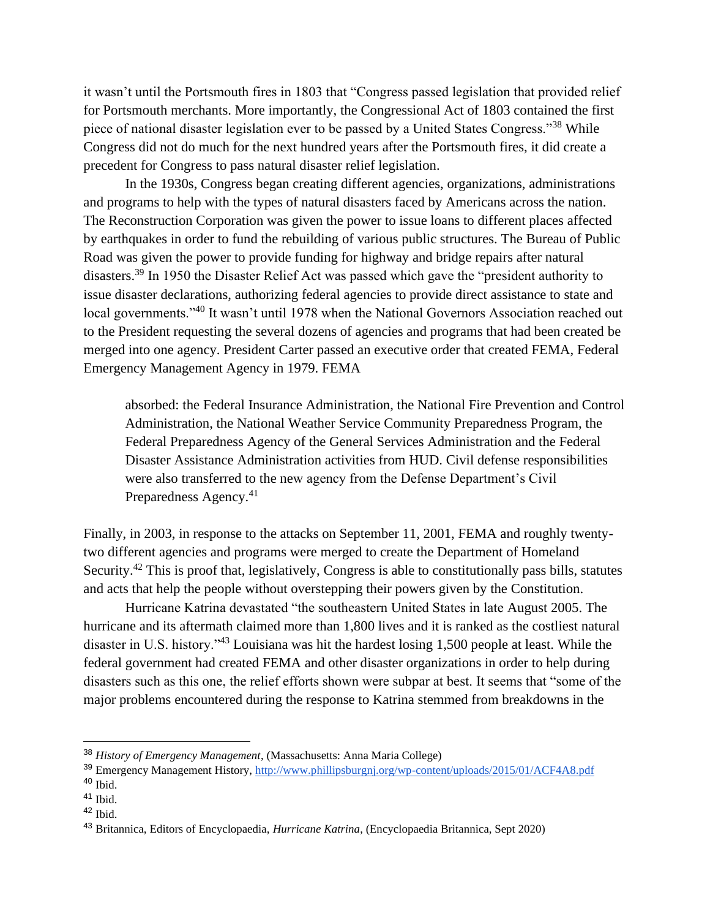it wasn't until the Portsmouth fires in 1803 that "Congress passed legislation that provided relief for Portsmouth merchants. More importantly, the Congressional Act of 1803 contained the first piece of national disaster legislation ever to be passed by a United States Congress."[38] While Congress did not do much for the next hundred years after the Portsmouth fires, it did create a precedent for Congress to pass natural disaster relief legislation.

In the 1930s, Congress began creating different agencies, organizations, administrations and programs to help with the types of natural disasters faced by Americans across the nation. The Reconstruction Corporation was given the power to issue loans to different places affected by earthquakes in order to fund the rebuilding of various public structures. The Bureau of Public Road was given the power to provide funding for highway and bridge repairs after natural disasters.[39] In 1950 the Disaster Relief Act was passed which gave the "president authority to issue disaster declarations, authorizing federal agencies to provide direct assistance to state and local governments."[40] It wasn't until 1978 when the National Governors Association reached out to the President requesting the several dozens of agencies and programs that had been created be merged into one agency. President Carter passed an executive order that created FEMA, Federal Emergency Management Agency in 1979. FEMA

> absorbed: the Federal Insurance Administration, the National Fire Prevention and Control Administration, the National Weather Service Community Preparedness Program, the Federal Preparedness Agency of the General Services Administration and the Federal Disaster Assistance Administration activities from HUD. Civil defense responsibilities were also transferred to the new agency from the Defense Department's Civil Preparedness Agency.[41]

Finally, in 2003, in response to the attacks on September 11, 2001, FEMA and roughly twenty-two different agencies and programs were merged to create the Department of Homeland Security.[42] This is proof that, legislatively, Congress is able to constitutionally pass bills, statutes and acts that help the people without overstepping their powers given by the Constitution.

Hurricane Katrina devastated "the southeastern United States in late August 2005. The hurricane and its aftermath claimed more than 1,800 lives and it is ranked as the costliest natural disaster in U.S. history."[43] Louisiana was hit the hardest losing 1,500 people at least. While the federal government had created FEMA and other disaster organizations in order to help during disasters such as this one, the relief efforts shown were subpar at best. It seems that "some of the major problems encountered during the response to Katrina stemmed from breakdowns in the

---

[38] *History of Emergency Management*, (Massachusetts: Anna Maria College)

[39] Emergency Management History, http://www.phillipsburgnj.org/wp-content/uploads/2015/01/ACF4A8.pdf

[40] Ibid.

[41] Ibid.

[42] Ibid.

[43] Britannica, Editors of Encyclopaedia, *Hurricane Katrina*, (Encyclopaedia Britannica, Sept 2020)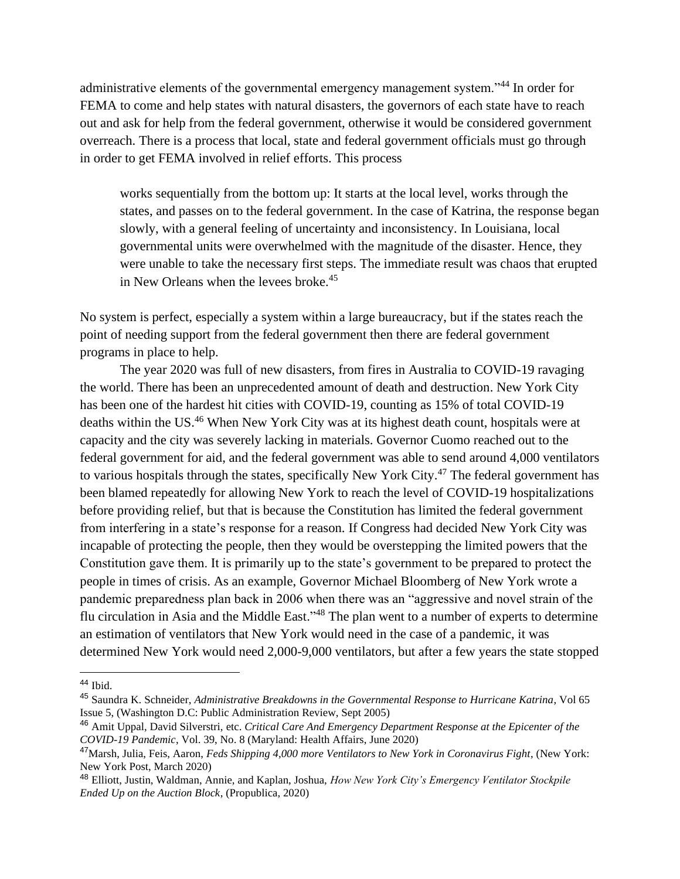administrative elements of the governmental emergency management system."[44] In order for FEMA to come and help states with natural disasters, the governors of each state have to reach out and ask for help from the federal government, otherwise it would be considered government overreach. There is a process that local, state and federal government officials must go through in order to get FEMA involved in relief efforts. This process

> works sequentially from the bottom up: It starts at the local level, works through the states, and passes on to the federal government. In the case of Katrina, the response began slowly, with a general feeling of uncertainty and inconsistency. In Louisiana, local governmental units were overwhelmed with the magnitude of the disaster. Hence, they were unable to take the necessary first steps. The immediate result was chaos that erupted in New Orleans when the levees broke.[45]

No system is perfect, especially a system within a large bureaucracy, but if the states reach the point of needing support from the federal government then there are federal government programs in place to help.

The year 2020 was full of new disasters, from fires in Australia to COVID-19 ravaging the world. There has been an unprecedented amount of death and destruction. New York City has been one of the hardest hit cities with COVID-19, counting as 15% of total COVID-19 deaths within the US.[46] When New York City was at its highest death count, hospitals were at capacity and the city was severely lacking in materials. Governor Cuomo reached out to the federal government for aid, and the federal government was able to send around 4,000 ventilators to various hospitals through the states, specifically New York City.[47] The federal government has been blamed repeatedly for allowing New York to reach the level of COVID-19 hospitalizations before providing relief, but that is because the Constitution has limited the federal government from interfering in a state's response for a reason. If Congress had decided New York City was incapable of protecting the people, then they would be overstepping the limited powers that the Constitution gave them. It is primarily up to the state's government to be prepared to protect the people in times of crisis. As an example, Governor Michael Bloomberg of New York wrote a pandemic preparedness plan back in 2006 when there was an "aggressive and novel strain of the flu circulation in Asia and the Middle East."[48] The plan went to a number of experts to determine an estimation of ventilators that New York would need in the case of a pandemic, it was determined New York would need 2,000-9,000 ventilators, but after a few years the state stopped

---

[44] Ibid.

[45] Saundra K. Schneider, *Administrative Breakdowns in the Governmental Response to Hurricane Katrina*, Vol 65 Issue 5, (Washington D.C: Public Administration Review, Sept 2005)

[46] Amit Uppal, David Silverstri, etc. *Critical Care And Emergency Department Response at the Epicenter of the COVID-19 Pandemic*, Vol. 39, No. 8 (Maryland: Health Affairs, June 2020)

[47] Marsh, Julia, Feis, Aaron, *Feds Shipping 4,000 more Ventilators to New York in Coronavirus Fight*, (New York: New York Post, March 2020)

[48] Elliott, Justin, Waldman, Annie, and Kaplan, Joshua, *How New York City's Emergency Ventilator Stockpile Ended Up on the Auction Block*, (Propublica, 2020)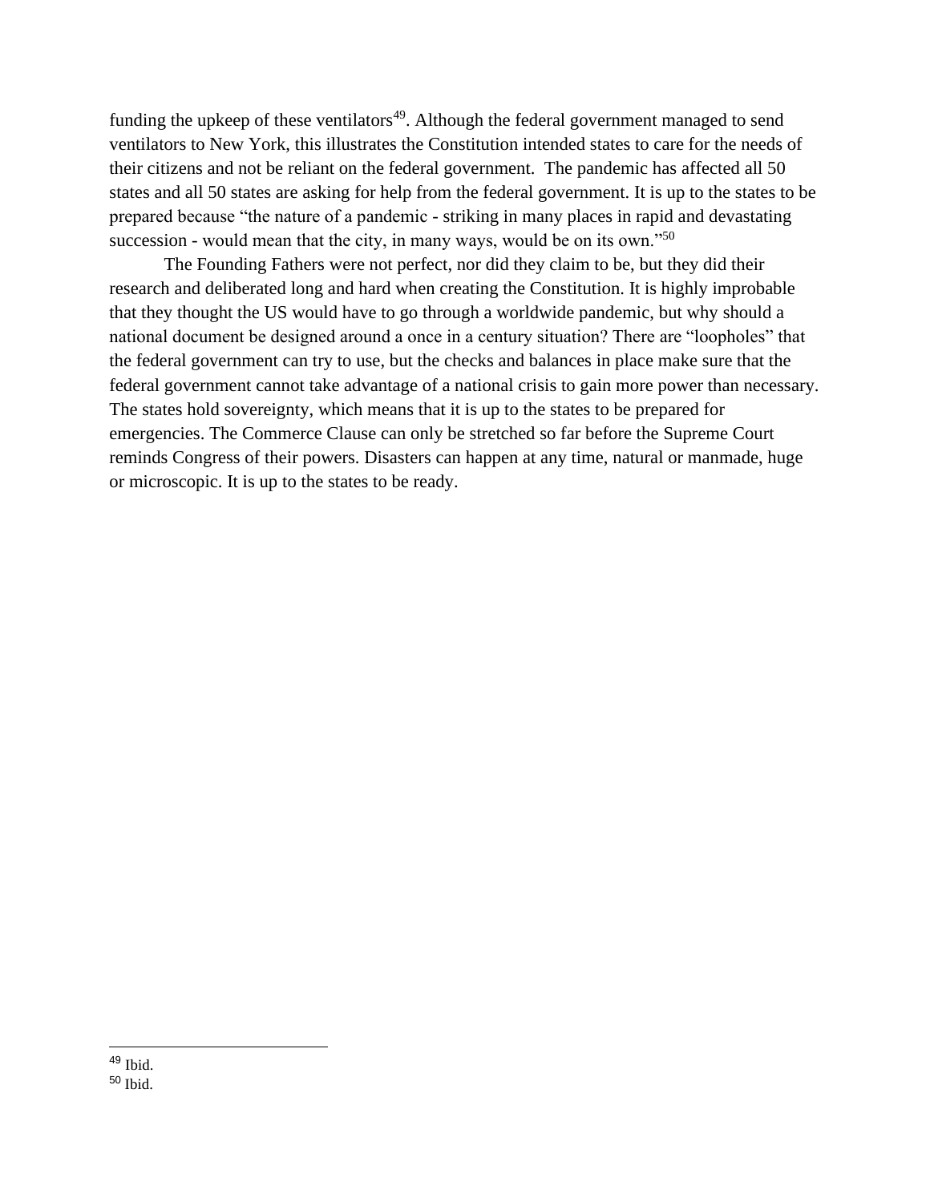funding the upkeep of these ventilators[49]. Although the federal government managed to send ventilators to New York, this illustrates the Constitution intended states to care for the needs of their citizens and not be reliant on the federal government. The pandemic has affected all 50 states and all 50 states are asking for help from the federal government. It is up to the states to be prepared because "the nature of a pandemic - striking in many places in rapid and devastating succession - would mean that the city, in many ways, would be on its own."[50]

The Founding Fathers were not perfect, nor did they claim to be, but they did their research and deliberated long and hard when creating the Constitution. It is highly improbable that they thought the US would have to go through a worldwide pandemic, but why should a national document be designed around a once in a century situation? There are "loopholes" that the federal government can try to use, but the checks and balances in place make sure that the federal government cannot take advantage of a national crisis to gain more power than necessary. The states hold sovereignty, which means that it is up to the states to be prepared for emergencies. The Commerce Clause can only be stretched so far before the Supreme Court reminds Congress of their powers. Disasters can happen at any time, natural or manmade, huge or microscopic. It is up to the states to be ready.

---

[49] Ibid.

[50] Ibid.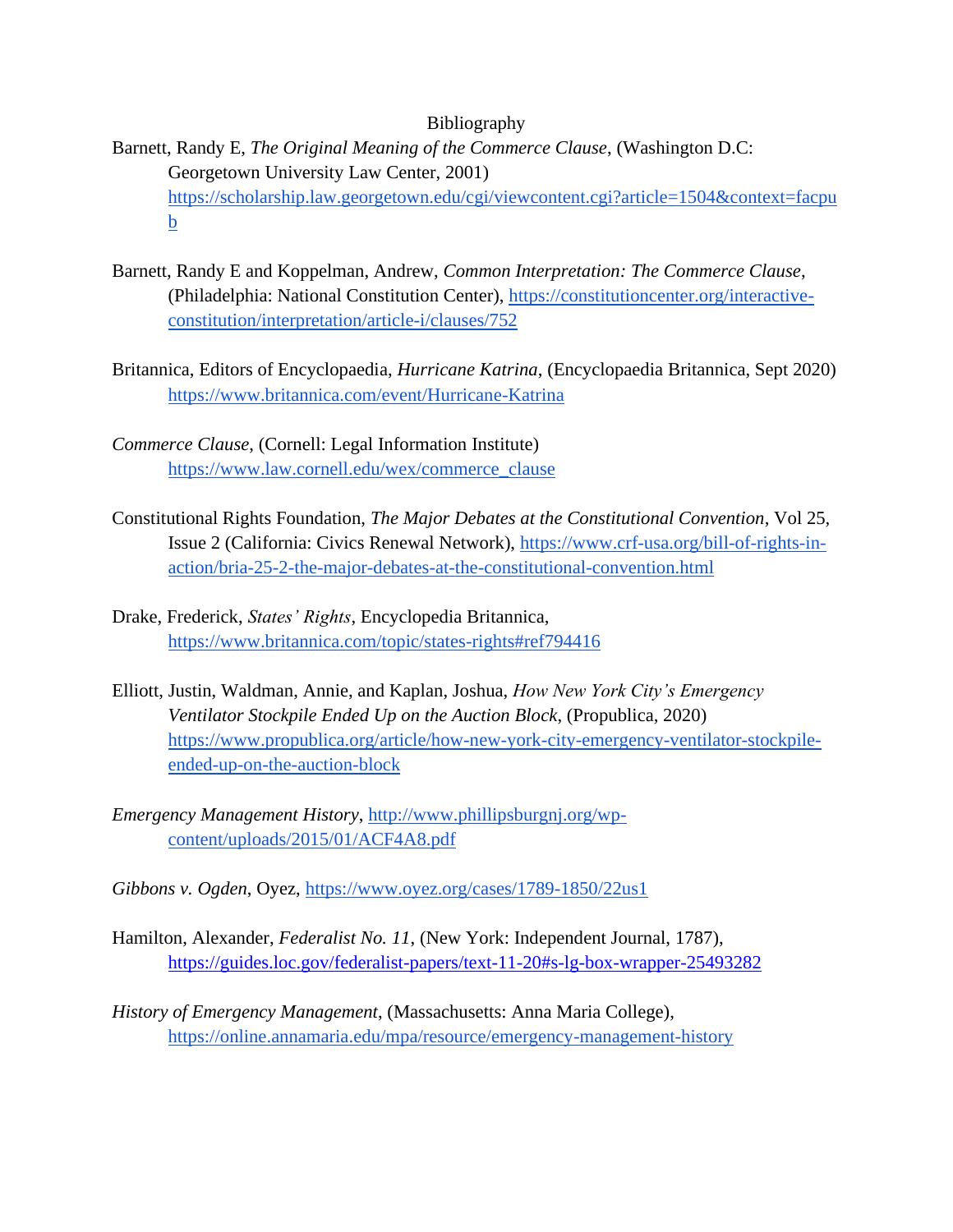# Bibliography

Barnett, Randy E, *The Original Meaning of the Commerce Clause*, (Washington D.C: Georgetown University Law Center, 2001) https://scholarship.law.georgetown.edu/cgi/viewcontent.cgi?article=1504&context=facpub

Barnett, Randy E and Koppelman, Andrew, *Common Interpretation: The Commerce Clause*, (Philadelphia: National Constitution Center), https://constitutioncenter.org/interactive-constitution/interpretation/article-i/clauses/752

Britannica, Editors of Encyclopaedia, *Hurricane Katrina*, (Encyclopaedia Britannica, Sept 2020) https://www.britannica.com/event/Hurricane-Katrina

*Commerce Clause*, (Cornell: Legal Information Institute) https://www.law.cornell.edu/wex/commerce_clause

Constitutional Rights Foundation, *The Major Debates at the Constitutional Convention*, Vol 25, Issue 2 (California: Civics Renewal Network), https://www.crf-usa.org/bill-of-rights-in-action/bria-25-2-the-major-debates-at-the-constitutional-convention.html

Drake, Frederick, *States' Rights*, Encyclopedia Britannica, https://www.britannica.com/topic/states-rights#ref794416

Elliott, Justin, Waldman, Annie, and Kaplan, Joshua, *How New York City's Emergency Ventilator Stockpile Ended Up on the Auction Block*, (Propublica, 2020) https://www.propublica.org/article/how-new-york-city-emergency-ventilator-stockpile-ended-up-on-the-auction-block

*Emergency Management History*, http://www.phillipsburgnj.org/wp-content/uploads/2015/01/ACF4A8.pdf

*Gibbons v. Ogden*, Oyez, https://www.oyez.org/cases/1789-1850/22us1

Hamilton, Alexander, *Federalist No. 11*, (New York: Independent Journal, 1787), https://guides.loc.gov/federalist-papers/text-11-20#s-lg-box-wrapper-25493282

*History of Emergency Management*, (Massachusetts: Anna Maria College), https://online.annamaria.edu/mpa/resource/emergency-management-history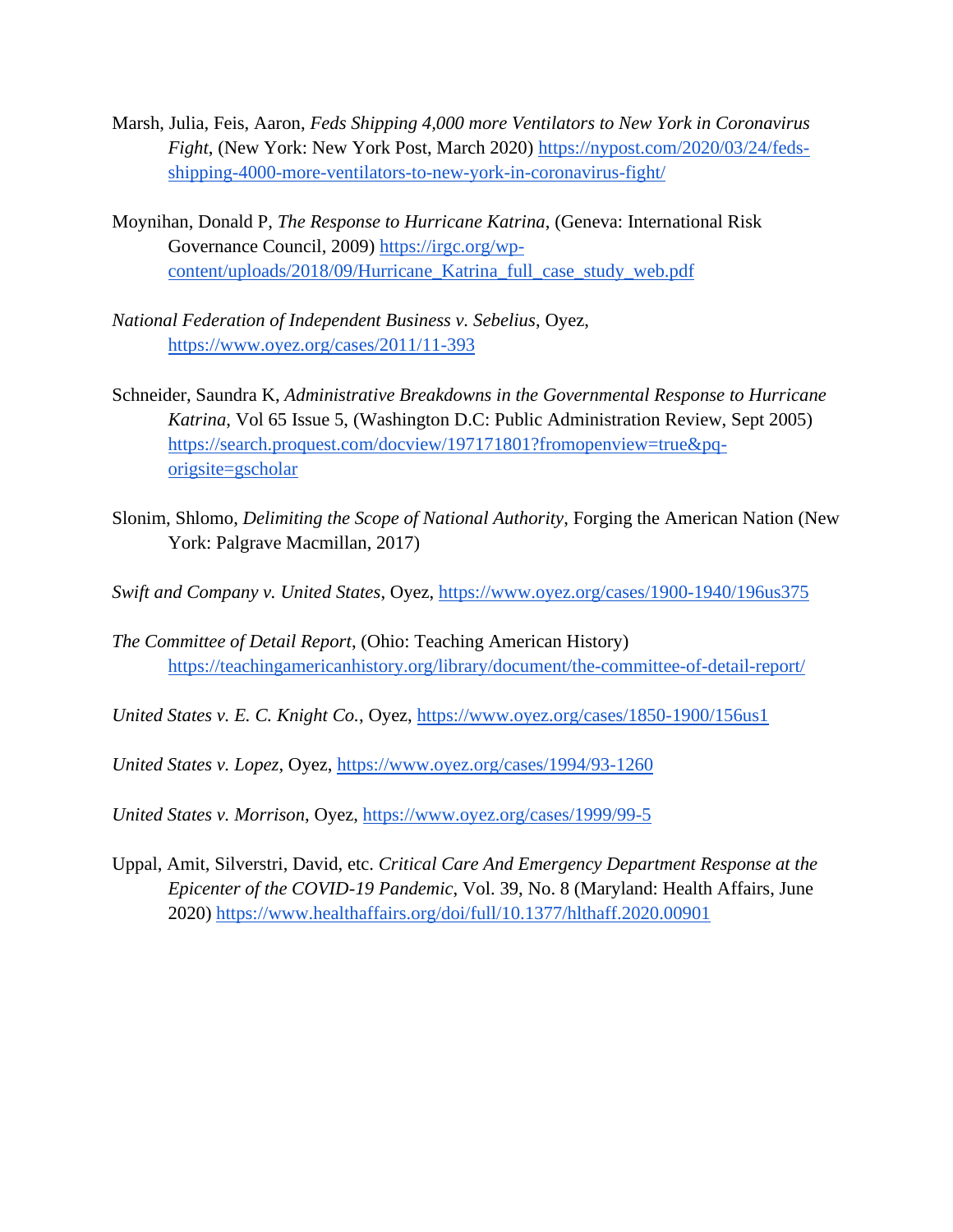Marsh, Julia, Feis, Aaron, *Feds Shipping 4,000 more Ventilators to New York in Coronavirus Fight*, (New York: New York Post, March 2020) https://nypost.com/2020/03/24/feds-shipping-4000-more-ventilators-to-new-york-in-coronavirus-fight/

Moynihan, Donald P, *The Response to Hurricane Katrina*, (Geneva: International Risk Governance Council, 2009) https://irgc.org/wp-content/uploads/2018/09/Hurricane_Katrina_full_case_study_web.pdf

*National Federation of Independent Business v. Sebelius*, Oyez, https://www.oyez.org/cases/2011/11-393

Schneider, Saundra K, *Administrative Breakdowns in the Governmental Response to Hurricane Katrina*, Vol 65 Issue 5, (Washington D.C: Public Administration Review, Sept 2005) https://search.proquest.com/docview/197171801?fromopenview=true&pq-origsite=gscholar

Slonim, Shlomo, *Delimiting the Scope of National Authority*, Forging the American Nation (New York: Palgrave Macmillan, 2017)

*Swift and Company v. United States*, Oyez, https://www.oyez.org/cases/1900-1940/196us375

*The Committee of Detail Report*, (Ohio: Teaching American History) https://teachingamericanhistory.org/library/document/the-committee-of-detail-report/

*United States v. E. C. Knight Co.*, Oyez, https://www.oyez.org/cases/1850-1900/156us1

*United States v. Lopez*, Oyez, https://www.oyez.org/cases/1994/93-1260

*United States v. Morrison*, Oyez, https://www.oyez.org/cases/1999/99-5

Uppal, Amit, Silverstri, David, etc. *Critical Care And Emergency Department Response at the Epicenter of the COVID-19 Pandemic*, Vol. 39, No. 8 (Maryland: Health Affairs, June 2020) https://www.healthaffairs.org/doi/full/10.1377/hlthaff.2020.00901